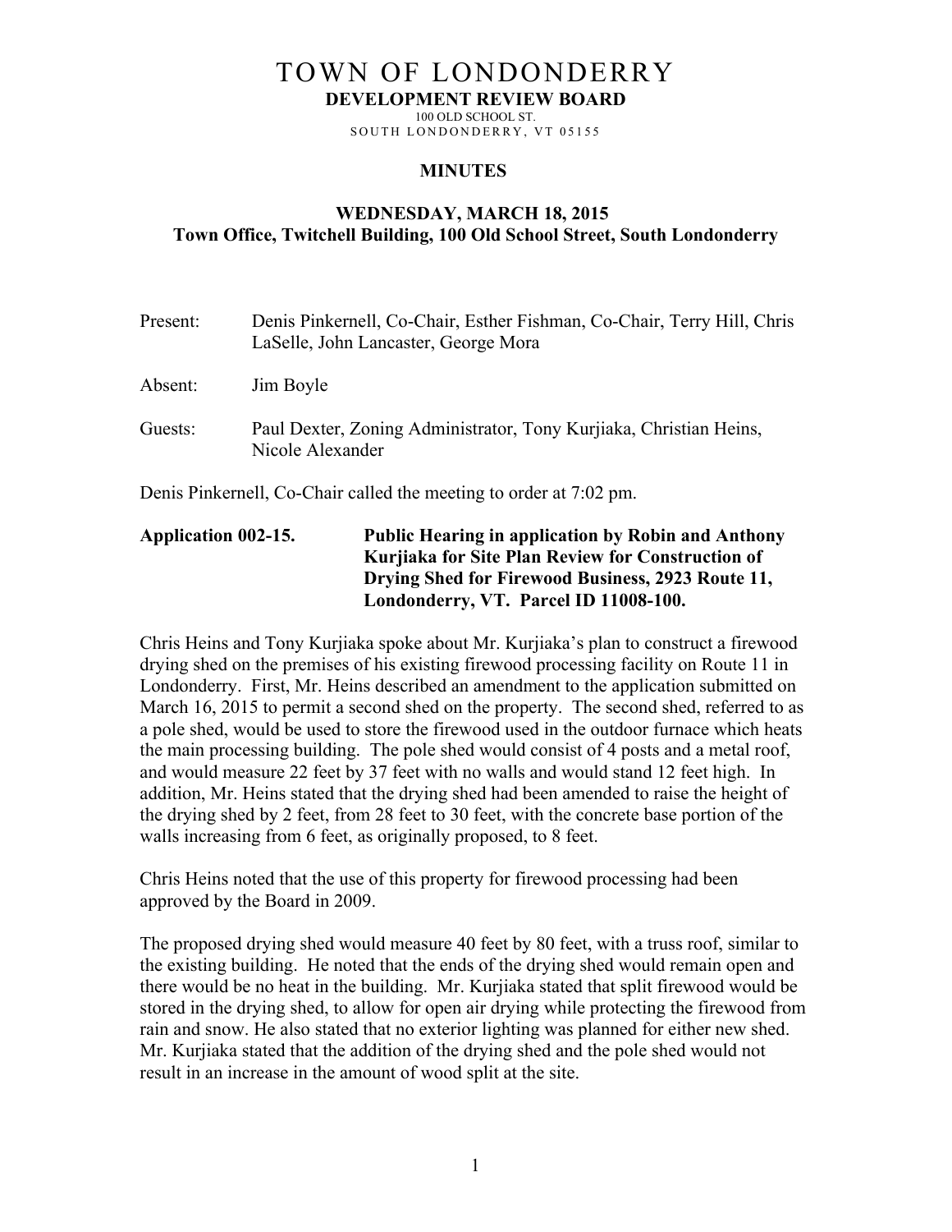# TOWN OF LONDONDERRY

**DEVELOPMENT REVIEW BOARD**

100 OLD SCHOOL ST.
SOUTH LONDONDERRY, VT 05155

## MINUTES

### WEDNESDAY, MARCH 18, 2015
### Town Office, Twitchell Building, 100 Old School Street, South Londonderry

Present: Denis Pinkernell, Co-Chair, Esther Fishman, Co-Chair, Terry Hill, Chris LaSelle, John Lancaster, George Mora

Absent: Jim Boyle

Guests: Paul Dexter, Zoning Administrator, Tony Kurjiaka, Christian Heins, Nicole Alexander

Denis Pinkernell, Co-Chair called the meeting to order at 7:02 pm.

**Application 002-15. Public Hearing in application by Robin and Anthony Kurjiaka for Site Plan Review for Construction of Drying Shed for Firewood Business, 2923 Route 11, Londonderry, VT. Parcel ID 11008-100.**

Chris Heins and Tony Kurjiaka spoke about Mr. Kurjiaka's plan to construct a firewood drying shed on the premises of his existing firewood processing facility on Route 11 in Londonderry. First, Mr. Heins described an amendment to the application submitted on March 16, 2015 to permit a second shed on the property. The second shed, referred to as a pole shed, would be used to store the firewood used in the outdoor furnace which heats the main processing building. The pole shed would consist of 4 posts and a metal roof, and would measure 22 feet by 37 feet with no walls and would stand 12 feet high. In addition, Mr. Heins stated that the drying shed had been amended to raise the height of the drying shed by 2 feet, from 28 feet to 30 feet, with the concrete base portion of the walls increasing from 6 feet, as originally proposed, to 8 feet.

Chris Heins noted that the use of this property for firewood processing had been approved by the Board in 2009.

The proposed drying shed would measure 40 feet by 80 feet, with a truss roof, similar to the existing building. He noted that the ends of the drying shed would remain open and there would be no heat in the building. Mr. Kurjiaka stated that split firewood would be stored in the drying shed, to allow for open air drying while protecting the firewood from rain and snow. He also stated that no exterior lighting was planned for either new shed. Mr. Kurjiaka stated that the addition of the drying shed and the pole shed would not result in an increase in the amount of wood split at the site.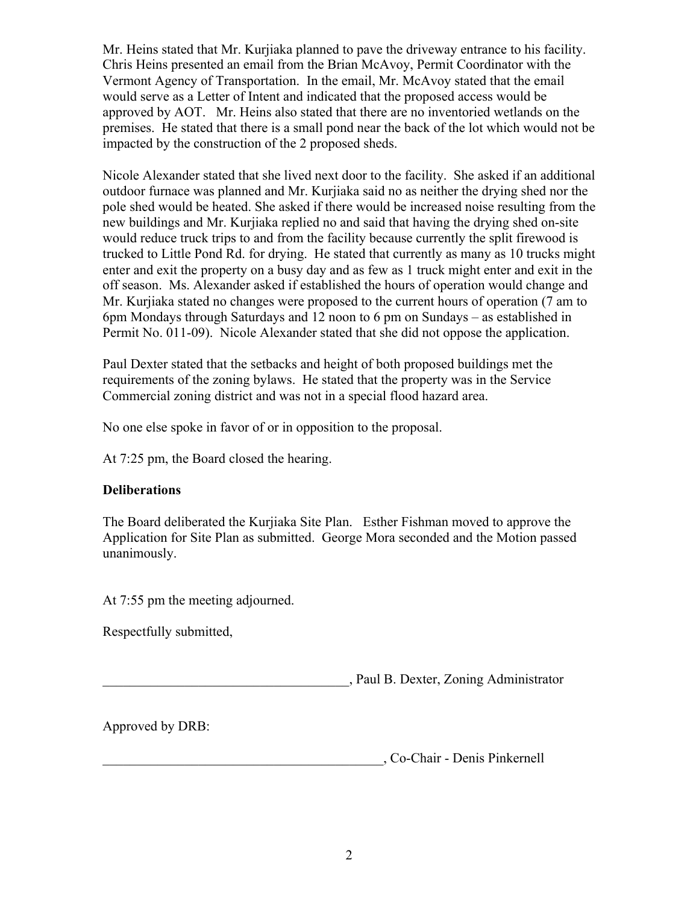Mr. Heins stated that Mr. Kurjiaka planned to pave the driveway entrance to his facility. Chris Heins presented an email from the Brian McAvoy, Permit Coordinator with the Vermont Agency of Transportation. In the email, Mr. McAvoy stated that the email would serve as a Letter of Intent and indicated that the proposed access would be approved by AOT. Mr. Heins also stated that there are no inventoried wetlands on the premises. He stated that there is a small pond near the back of the lot which would not be impacted by the construction of the 2 proposed sheds.

Nicole Alexander stated that she lived next door to the facility. She asked if an additional outdoor furnace was planned and Mr. Kurjiaka said no as neither the drying shed nor the pole shed would be heated. She asked if there would be increased noise resulting from the new buildings and Mr. Kurjiaka replied no and said that having the drying shed on-site would reduce truck trips to and from the facility because currently the split firewood is trucked to Little Pond Rd. for drying. He stated that currently as many as 10 trucks might enter and exit the property on a busy day and as few as 1 truck might enter and exit in the off season. Ms. Alexander asked if established the hours of operation would change and Mr. Kurjiaka stated no changes were proposed to the current hours of operation (7 am to 6pm Mondays through Saturdays and 12 noon to 6 pm on Sundays – as established in Permit No. 011-09). Nicole Alexander stated that she did not oppose the application.

Paul Dexter stated that the setbacks and height of both proposed buildings met the requirements of the zoning bylaws. He stated that the property was in the Service Commercial zoning district and was not in a special flood hazard area.

No one else spoke in favor of or in opposition to the proposal.

At 7:25 pm, the Board closed the hearing.

**Deliberations**

The Board deliberated the Kurjiaka Site Plan. Esther Fishman moved to approve the Application for Site Plan as submitted. George Mora seconded and the Motion passed unanimously.

At 7:55 pm the meeting adjourned.

Respectfully submitted,

\_\_\_\_\_\_\_\_\_\_\_\_\_\_\_\_\_\_\_\_\_\_\_\_\_\_\_\_\_\_\_\_\_\_\_\_, Paul B. Dexter, Zoning Administrator

Approved by DRB:

\_\_\_\_\_\_\_\_\_\_\_\_\_\_\_\_\_\_\_\_\_\_\_\_\_\_\_\_\_\_\_\_\_\_\_\_\_\_\_\_, Co-Chair - Denis Pinkernell